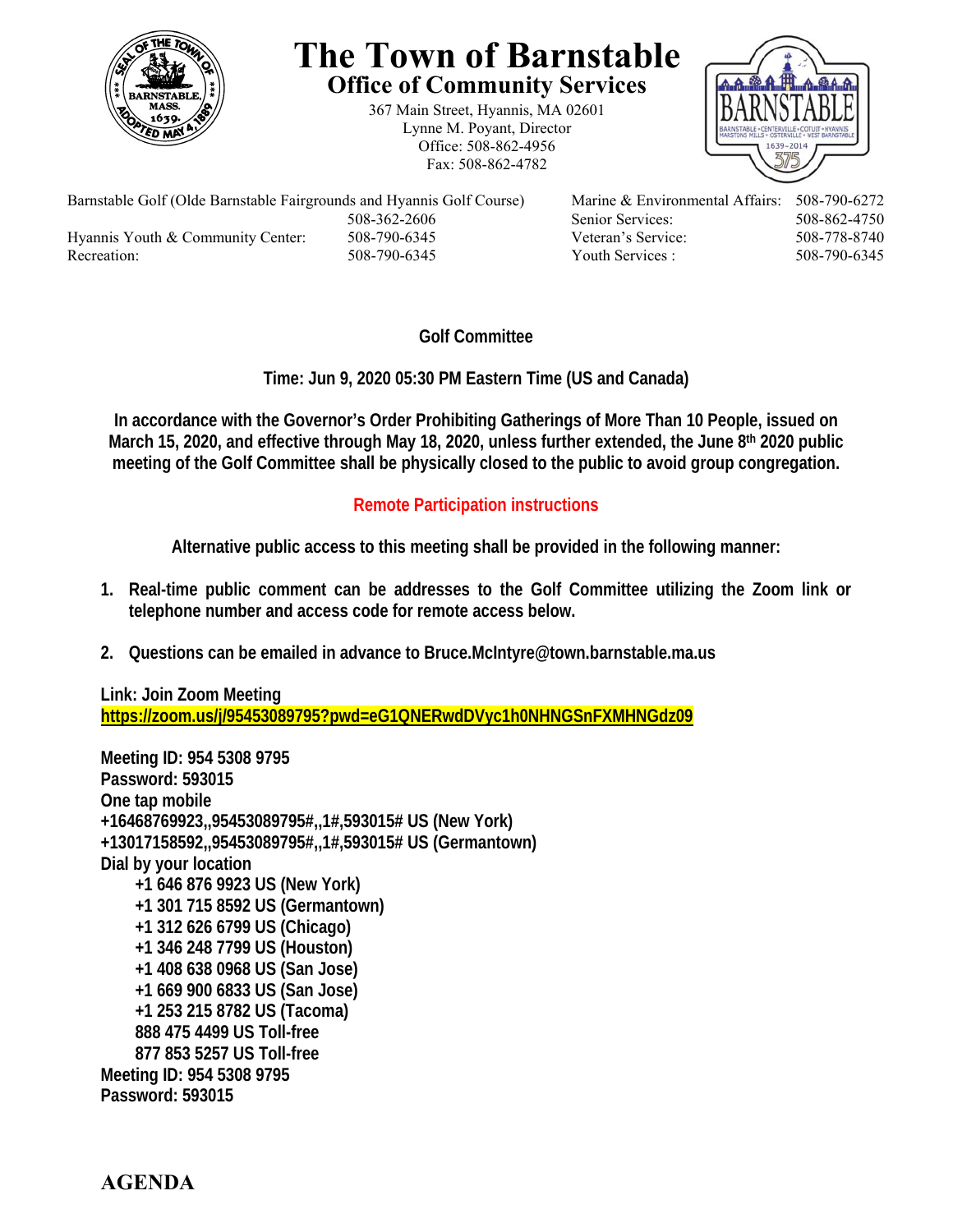# The Town of Barnstable

## Office of Community Services

367 Main Street, Hyannis, MA 02601
Lynne M. Poyant, Director
Office: 508-862-4956
Fax: 508-862-4782

| | | | |
|---|---|---|---|
| Barnstable Golf (Olde Barnstable Fairgrounds and Hyannis Golf Course) | 508-362-2606 | Marine & Environmental Affairs: | 508-790-6272 |
| | | Senior Services: | 508-862-4750 |
| Hyannis Youth & Community Center: | 508-790-6345 | Veteran's Service: | 508-778-8740 |
| Recreation: | 508-790-6345 | Youth Services : | 508-790-6345 |

**Golf Committee**

**Time: Jun 9, 2020 05:30 PM Eastern Time (US and Canada)**

**In accordance with the Governor's Order Prohibiting Gatherings of More Than 10 People, issued on March 15, 2020, and effective through May 18, 2020, unless further extended, the June 8th 2020 public meeting of the Golf Committee shall be physically closed to the public to avoid group congregation.**

**Remote Participation instructions**

**Alternative public access to this meeting shall be provided in the following manner:**

1. **Real-time public comment can be addresses to the Golf Committee utilizing the Zoom link or telephone number and access code for remote access below.**
2. **Questions can be emailed in advance to Bruce.McIntyre@town.barnstable.ma.us**

**Link: Join Zoom Meeting**
**https://zoom.us/j/95453089795?pwd=eG1QNERwdDVyc1h0NHNGSnFXMHNGdz09**

**Meeting ID: 954 5308 9795**
**Password: 593015**
**One tap mobile**
**+16468769923,,95453089795#,,1#,593015# US (New York)**
**+13017158592,,95453089795#,,1#,593015# US (Germantown)**
**Dial by your location**
- **+1 646 876 9923 US (New York)**
- **+1 301 715 8592 US (Germantown)**
- **+1 312 626 6799 US (Chicago)**
- **+1 346 248 7799 US (Houston)**
- **+1 408 638 0968 US (San Jose)**
- **+1 669 900 6833 US (San Jose)**
- **+1 253 215 8782 US (Tacoma)**
- **888 475 4499 US Toll-free**
- **877 853 5257 US Toll-free**

**Meeting ID: 954 5308 9795**
**Password: 593015**

## AGENDA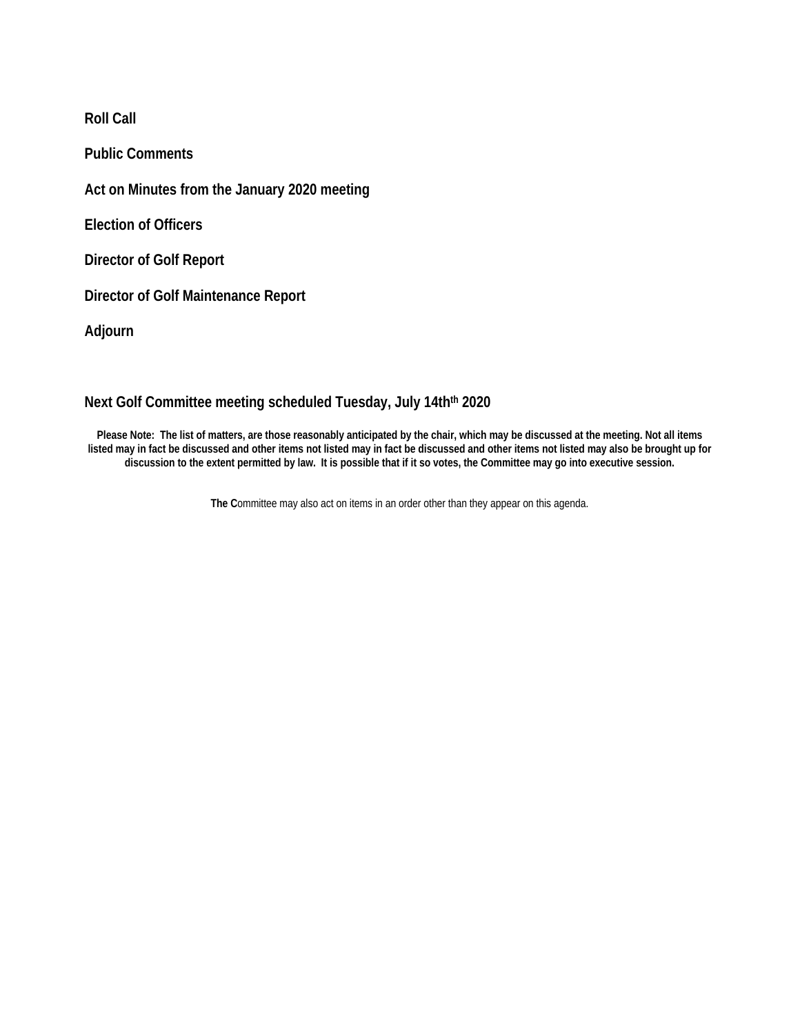**Roll Call**

**Public Comments**

**Act on Minutes from the January 2020 meeting**

**Election of Officers**

**Director of Golf Report**

**Director of Golf Maintenance Report**

**Adjourn**

**Next Golf Committee meeting scheduled Tuesday, July 14th[th] 2020**

**Please Note: The list of matters, are those reasonably anticipated by the chair, which may be discussed at the meeting. Not all items listed may in fact be discussed and other items not listed may in fact be discussed and other items not listed may also be brought up for discussion to the extent permitted by law. It is possible that if it so votes, the Committee may go into executive session.**

**The C**ommittee may also act on items in an order other than they appear on this agenda.